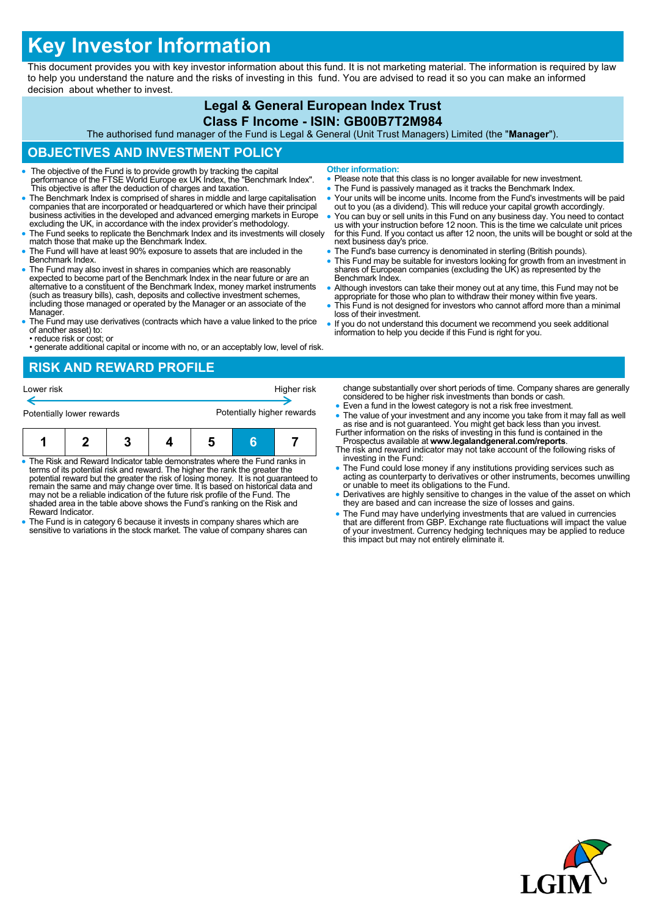# Key Investor Information

This document provides you with key investor information about this fund. It is not marketing material. The information is required by law to help you understand the nature and the risks of investing in this fund. You are advised to read it so you can make an informed decision about whether to invest.

## Legal & General European Index Trust
## Class F Income - ISIN: GB00B7T2M984

The authorised fund manager of the Fund is Legal & General (Unit Trust Managers) Limited (the "**Manager**").

## OBJECTIVES AND INVESTMENT POLICY

- The objective of the Fund is to provide growth by tracking the capital performance of the FTSE World Europe ex UK Index, the "Benchmark Index". This objective is after the deduction of charges and taxation.
- The Benchmark Index is comprised of shares in middle and large capitalisation companies that are incorporated or headquartered or which have their principal business activities in the developed and advanced emerging markets in Europe excluding the UK, in accordance with the index provider's methodology.
- The Fund seeks to replicate the Benchmark Index and its investments will closely match those that make up the Benchmark Index.
- The Fund will have at least 90% exposure to assets that are included in the Benchmark Index.
- The Fund may also invest in shares in companies which are reasonably expected to become part of the Benchmark Index in the near future or are an alternative to a constituent of the Benchmark Index, money market instruments (such as treasury bills), cash, deposits and collective investment schemes, including those managed or operated by the Manager or an associate of the Manager.
- The Fund may use derivatives (contracts which have a value linked to the price of another asset) to:
  - reduce risk or cost; or
  - generate additional capital or income with no, or an acceptably low, level of risk.

**Other information:**

- Please note that this class is no longer available for new investment.
- The Fund is passively managed as it tracks the Benchmark Index.
- Your units will be income units. Income from the Fund's investments will be paid out to you (as a dividend). This will reduce your capital growth accordingly.
- You can buy or sell units in this Fund on any business day. You need to contact us with your instruction before 12 noon. This is the time we calculate unit prices for this Fund. If you contact us after 12 noon, the units will be bought or sold at the next business day's price.
- The Fund's base currency is denominated in sterling (British pounds).
- This Fund may be suitable for investors looking for growth from an investment in shares of European companies (excluding the UK) as represented by the Benchmark Index.
- Although investors can take their money out at any time, this Fund may not be appropriate for those who plan to withdraw their money within five years.
- This Fund is not designed for investors who cannot afford more than a minimal loss of their investment.
- If you do not understand this document we recommend you seek additional information to help you decide if this Fund is right for you.

## RISK AND REWARD PROFILE

Lower risk — Higher risk

Potentially lower rewards — Potentially higher rewards

| 1 | 2 | 3 | 4 | 5 | **6** | 7 |
|---|---|---|---|---|---|---|

- The Risk and Reward Indicator table demonstrates where the Fund ranks in terms of its potential risk and reward. The higher the rank the greater the potential reward but the greater the risk of losing money. It is not guaranteed to remain the same and may change over time. It is based on historical data and may not be a reliable indication of the future risk profile of the Fund. The shaded area in the table above shows the Fund's ranking on the Risk and Reward Indicator.
- The Fund is in category 6 because it invests in company shares which are sensitive to variations in the stock market. The value of company shares can change substantially over short periods of time. Company shares are generally considered to be higher risk investments than bonds or cash.
- Even a fund in the lowest category is not a risk free investment.
- The value of your investment and any income you take from it may fall as well as rise and is not guaranteed. You might get back less than you invest.

Further information on the risks of investing in this fund is contained in the Prospectus available at **www.legalandgeneral.com/reports**.

The risk and reward indicator may not take account of the following risks of investing in the Fund:

- The Fund could lose money if any institutions providing services such as acting as counterparty to derivatives or other instruments, becomes unwilling or unable to meet its obligations to the Fund.
- Derivatives are highly sensitive to changes in the value of the asset on which they are based and can increase the size of losses and gains.
- The Fund may have underlying investments that are valued in currencies that are different from GBP. Exchange rate fluctuations will impact the value of your investment. Currency hedging techniques may be applied to reduce this impact but may not entirely eliminate it.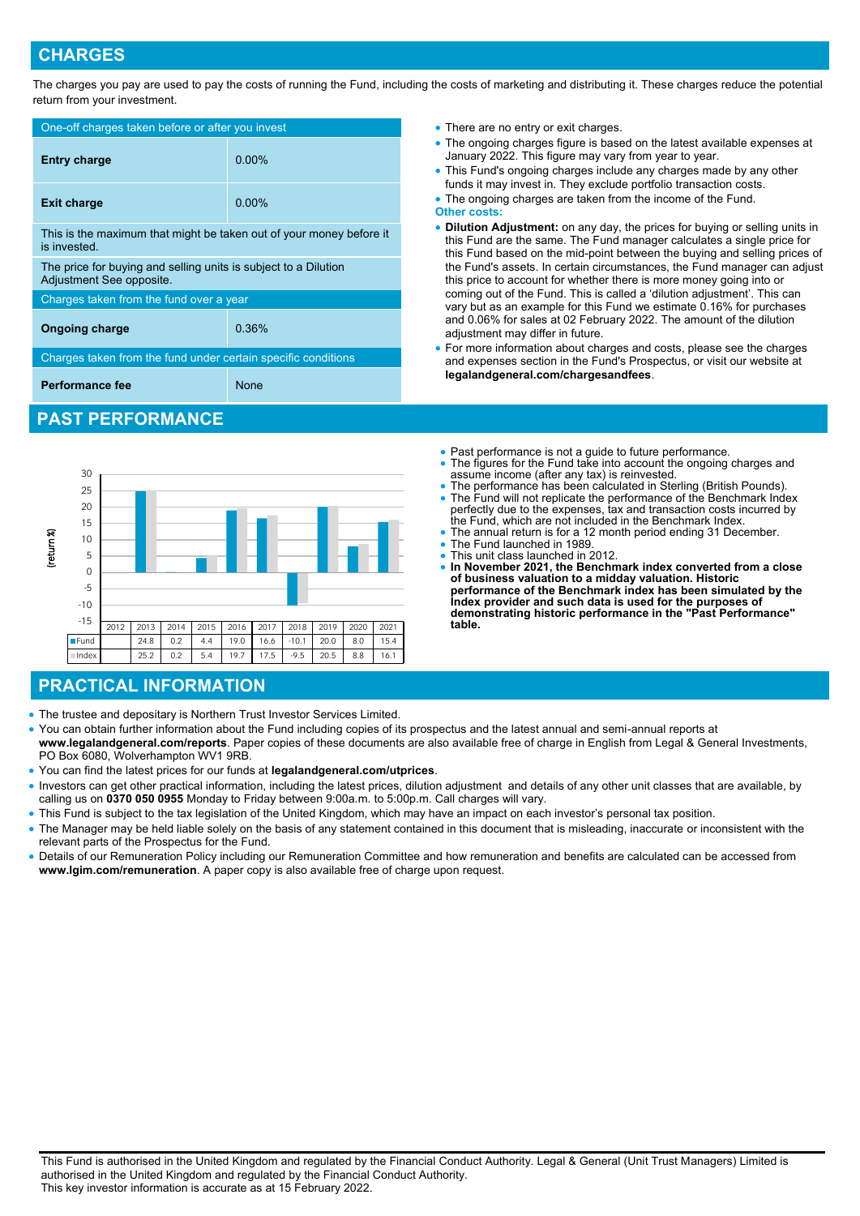## CHARGES

The charges you pay are used to pay the costs of running the Fund, including the costs of marketing and distributing it. These charges reduce the potential return from your investment.

| One-off charges taken before or after you invest | |
|---|---|
| **Entry charge** | 0.00% |
| **Exit charge** | 0.00% |
| This is the maximum that might be taken out of your money before it is invested. | |
| The price for buying and selling units is subject to a Dilution Adjustment See opposite. | |
| Charges taken from the fund over a year | |
| **Ongoing charge** | 0.36% |
| Charges taken from the fund under certain specific conditions | |
| **Performance fee** | None |

- There are no entry or exit charges.
- The ongoing charges figure is based on the latest available expenses at January 2022. This figure may vary from year to year.
- This Fund's ongoing charges include any charges made by any other funds it may invest in. They exclude portfolio transaction costs.
- The ongoing charges are taken from the income of the Fund.

**Other costs:**

- **Dilution Adjustment:** on any day, the prices for buying or selling units in this Fund are the same. The Fund manager calculates a single price for this Fund based on the mid-point between the buying and selling prices of the Fund's assets. In certain circumstances, the Fund manager can adjust this price to account for whether there is more money going into or coming out of the Fund. This is called a 'dilution adjustment'. This can vary but as an example for this Fund we estimate 0.16% for purchases and 0.06% for sales at 02 February 2022. The amount of the dilution adjustment may differ in future.
- For more information about charges and costs, please see the charges and expenses section in the Fund's Prospectus, or visit our website at **legalandgeneral.com/chargesandfees**.

## PAST PERFORMANCE

(return %)

30
25
20
15
10
5
0
-5
-10
-15

2012 2013 2014 2015 2016 2017 2018 2019 2020 2021

Fund: 24.8 0.2 4.4 19.0 16.6 -10.1 20.0 8.0 15.4

Index: 25.2 0.2 5.4 19.7 17.5 -9.5 20.5 8.8 16.1

- Past performance is not a guide to future performance.
- The figures for the Fund take into account the ongoing charges and assume income (after any tax) is reinvested.
- The performance has been calculated in Sterling (British Pounds).
- The Fund will not replicate the performance of the Benchmark Index perfectly due to the expenses, tax and transaction costs incurred by the Fund, which are not included in the Benchmark Index.
- The annual return is for a 12 month period ending 31 December.
- The Fund launched in 1989.
- This unit class launched in 2012.
- **In November 2021, the Benchmark index converted from a close of business valuation to a midday valuation. Historic performance of the Benchmark index has been simulated by the Index provider and such data is used for the purposes of demonstrating historic performance in the "Past Performance" table.**

## PRACTICAL INFORMATION

- The trustee and depositary is Northern Trust Investor Services Limited.
- You can obtain further information about the Fund including copies of its prospectus and the latest annual and semi-annual reports at **www.legalandgeneral.com/reports**. Paper copies of these documents are also available free of charge in English from Legal & General Investments, PO Box 6080, Wolverhampton WV1 9RB.
- You can find the latest prices for our funds at **legalandgeneral.com/utprices**.
- Investors can get other practical information, including the latest prices, dilution adjustment and details of any other unit classes that are available, by calling us on **0370 050 0955** Monday to Friday between 9:00a.m. to 5:00p.m. Call charges will vary.
- This Fund is subject to the tax legislation of the United Kingdom, which may have an impact on each investor's personal tax position.
- The Manager may be held liable solely on the basis of any statement contained in this document that is misleading, inaccurate or inconsistent with the relevant parts of the Prospectus for the Fund.
- Details of our Remuneration Policy including our Remuneration Committee and how remuneration and benefits are calculated can be accessed from **www.lgim.com/remuneration**. A paper copy is also available free of charge upon request.

This Fund is authorised in the United Kingdom and regulated by the Financial Conduct Authority. Legal & General (Unit Trust Managers) Limited is authorised in the United Kingdom and regulated by the Financial Conduct Authority.
This key investor information is accurate as at 15 February 2022.